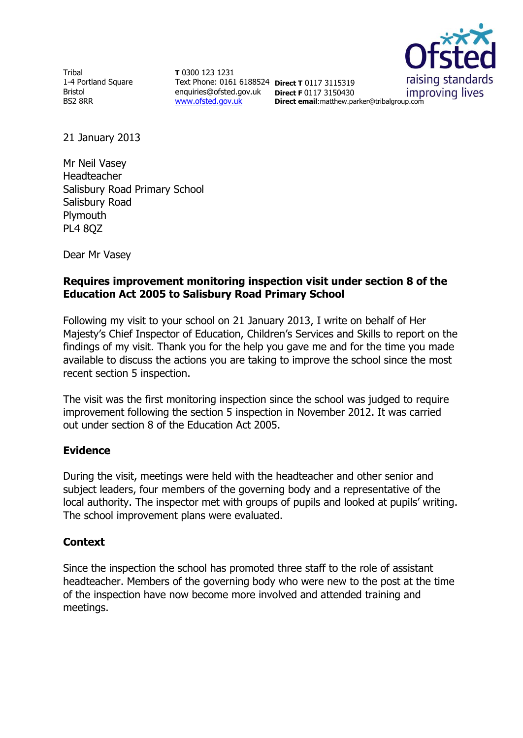Tribal
1-4 Portland Square
Bristol
BS2 8RR

**T** 0300 123 1231
Text Phone: 0161 6188524
enquiries@ofsted.gov.uk
www.ofsted.gov.uk

**Direct T** 0117 3115319
**Direct F** 0117 3150430
**Direct email**:matthew.parker@tribalgroup.com

21 January 2013

Mr Neil Vasey
Headteacher
Salisbury Road Primary School
Salisbury Road
Plymouth
PL4 8QZ

Dear Mr Vasey

**Requires improvement monitoring inspection visit under section 8 of the Education Act 2005 to Salisbury Road Primary School**

Following my visit to your school on 21 January 2013, I write on behalf of Her Majesty's Chief Inspector of Education, Children's Services and Skills to report on the findings of my visit. Thank you for the help you gave me and for the time you made available to discuss the actions you are taking to improve the school since the most recent section 5 inspection.

The visit was the first monitoring inspection since the school was judged to require improvement following the section 5 inspection in November 2012. It was carried out under section 8 of the Education Act 2005.

## Evidence

During the visit, meetings were held with the headteacher and other senior and subject leaders, four members of the governing body and a representative of the local authority. The inspector met with groups of pupils and looked at pupils' writing. The school improvement plans were evaluated.

## Context

Since the inspection the school has promoted three staff to the role of assistant headteacher. Members of the governing body who were new to the post at the time of the inspection have now become more involved and attended training and meetings.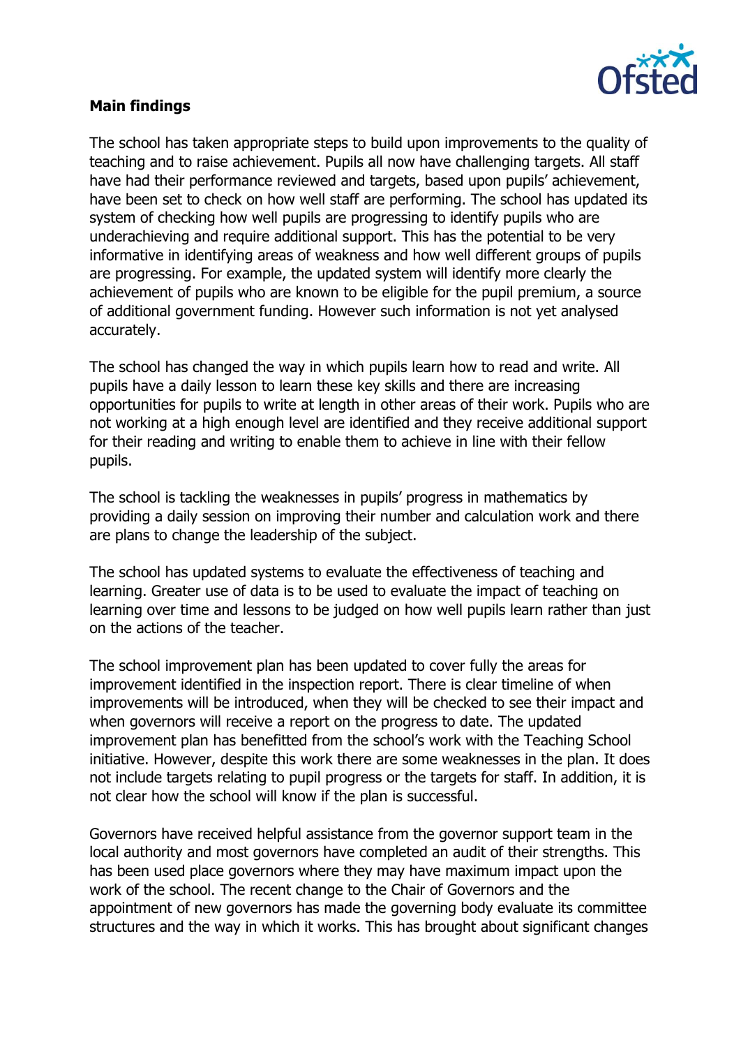**Main findings**

The school has taken appropriate steps to build upon improvements to the quality of teaching and to raise achievement. Pupils all now have challenging targets. All staff have had their performance reviewed and targets, based upon pupils' achievement, have been set to check on how well staff are performing. The school has updated its system of checking how well pupils are progressing to identify pupils who are underachieving and require additional support. This has the potential to be very informative in identifying areas of weakness and how well different groups of pupils are progressing. For example, the updated system will identify more clearly the achievement of pupils who are known to be eligible for the pupil premium, a source of additional government funding. However such information is not yet analysed accurately.

The school has changed the way in which pupils learn how to read and write. All pupils have a daily lesson to learn these key skills and there are increasing opportunities for pupils to write at length in other areas of their work. Pupils who are not working at a high enough level are identified and they receive additional support for their reading and writing to enable them to achieve in line with their fellow pupils.

The school is tackling the weaknesses in pupils' progress in mathematics by providing a daily session on improving their number and calculation work and there are plans to change the leadership of the subject.

The school has updated systems to evaluate the effectiveness of teaching and learning. Greater use of data is to be used to evaluate the impact of teaching on learning over time and lessons to be judged on how well pupils learn rather than just on the actions of the teacher.

The school improvement plan has been updated to cover fully the areas for improvement identified in the inspection report. There is clear timeline of when improvements will be introduced, when they will be checked to see their impact and when governors will receive a report on the progress to date. The updated improvement plan has benefitted from the school's work with the Teaching School initiative. However, despite this work there are some weaknesses in the plan. It does not include targets relating to pupil progress or the targets for staff. In addition, it is not clear how the school will know if the plan is successful.

Governors have received helpful assistance from the governor support team in the local authority and most governors have completed an audit of their strengths. This has been used place governors where they may have maximum impact upon the work of the school. The recent change to the Chair of Governors and the appointment of new governors has made the governing body evaluate its committee structures and the way in which it works. This has brought about significant changes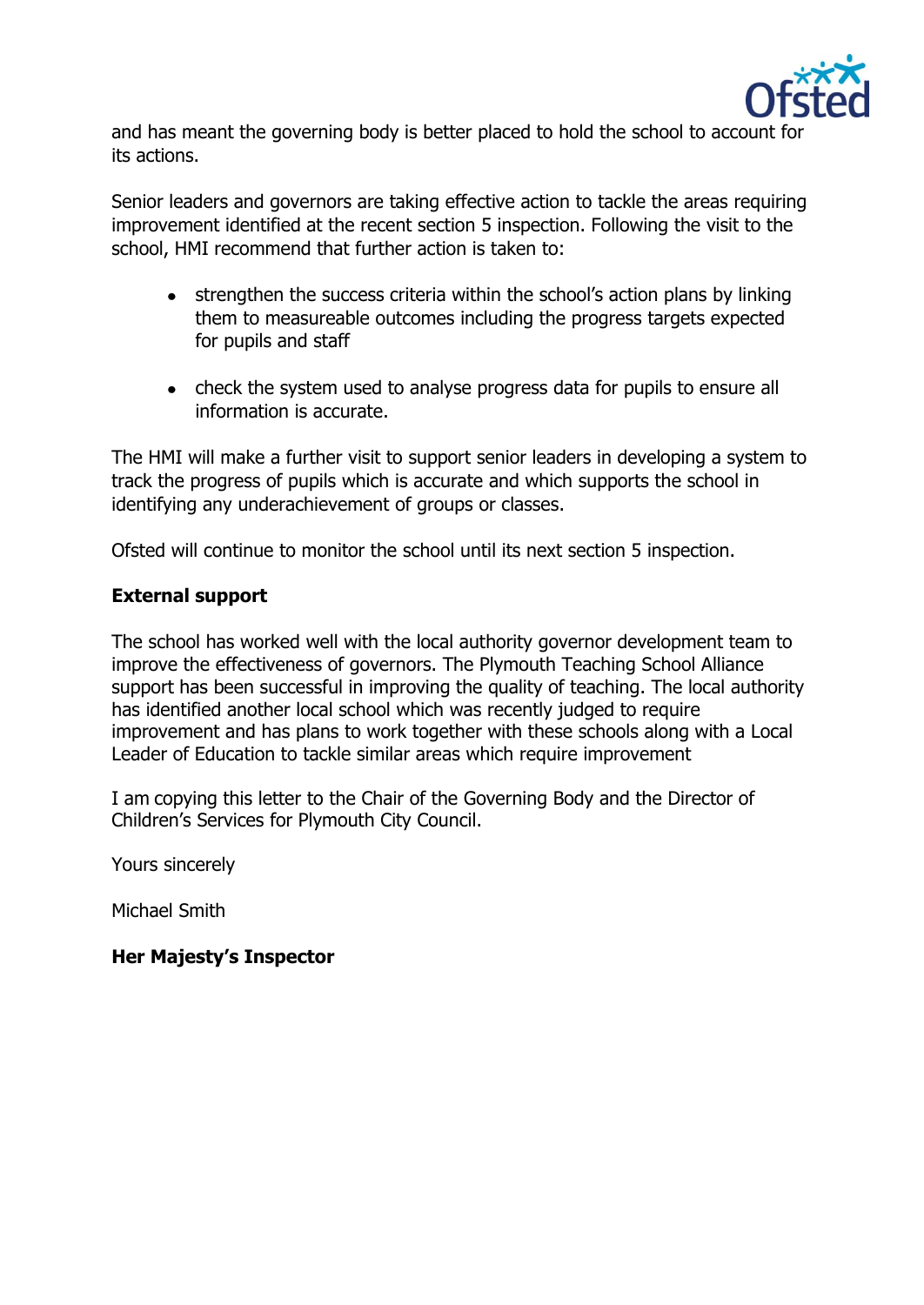and has meant the governing body is better placed to hold the school to account for its actions.

Senior leaders and governors are taking effective action to tackle the areas requiring improvement identified at the recent section 5 inspection. Following the visit to the school, HMI recommend that further action is taken to:

- strengthen the success criteria within the school's action plans by linking them to measureable outcomes including the progress targets expected for pupils and staff
- check the system used to analyse progress data for pupils to ensure all information is accurate.

The HMI will make a further visit to support senior leaders in developing a system to track the progress of pupils which is accurate and which supports the school in identifying any underachievement of groups or classes.

Ofsted will continue to monitor the school until its next section 5 inspection.

**External support**

The school has worked well with the local authority governor development team to improve the effectiveness of governors. The Plymouth Teaching School Alliance support has been successful in improving the quality of teaching. The local authority has identified another local school which was recently judged to require improvement and has plans to work together with these schools along with a Local Leader of Education to tackle similar areas which require improvement

I am copying this letter to the Chair of the Governing Body and the Director of Children's Services for Plymouth City Council.

Yours sincerely

Michael Smith

**Her Majesty's Inspector**